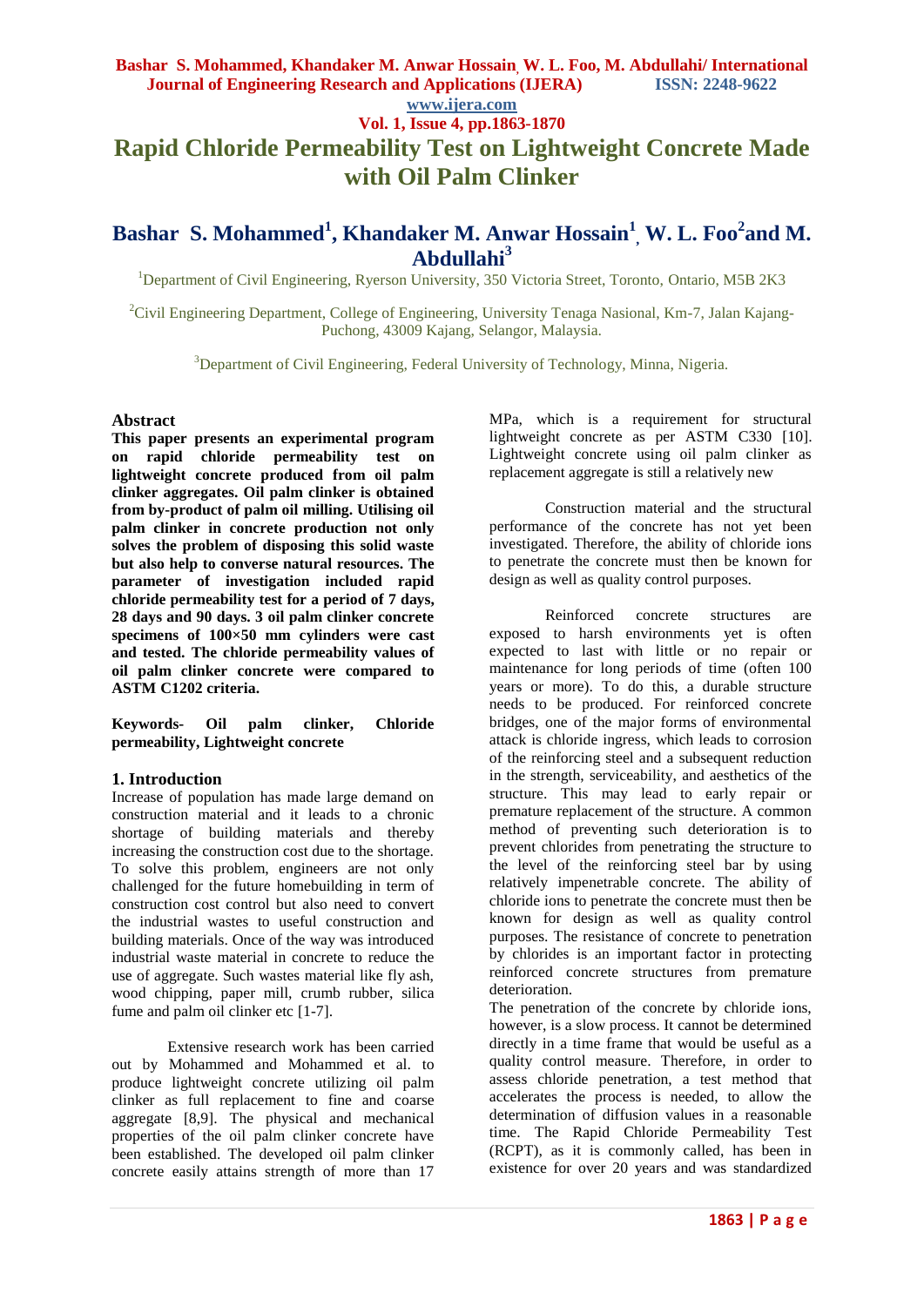# Rapid Chloride Permeability Test on Lightweight Concrete Made with Oil Palm Clinker

## Bashar S. Mohammed[1], Khandaker M. Anwar Hossain[1], W. L. Foo[2] and M. Abdullahi[3]

[1]Department of Civil Engineering, Ryerson University, 350 Victoria Street, Toronto, Ontario, M5B 2K3

[2]Civil Engineering Department, College of Engineering, University Tenaga Nasional, Km-7, Jalan Kajang-Puchong, 43009 Kajang, Selangor, Malaysia.

[3]Department of Civil Engineering, Federal University of Technology, Minna, Nigeria.

### Abstract

**This paper presents an experimental program on rapid chloride permeability test on lightweight concrete produced from oil palm clinker aggregates. Oil palm clinker is obtained from by-product of palm oil milling. Utilising oil palm clinker in concrete production not only solves the problem of disposing this solid waste but also help to converse natural resources. The parameter of investigation included rapid chloride permeability test for a period of 7 days, 28 days and 90 days. 3 oil palm clinker concrete specimens of 100×50 mm cylinders were cast and tested. The chloride permeability values of oil palm clinker concrete were compared to ASTM C1202 criteria.**

**Keywords- Oil palm clinker, Chloride permeability, Lightweight concrete**

### 1. Introduction

Increase of population has made large demand on construction material and it leads to a chronic shortage of building materials and thereby increasing the construction cost due to the shortage. To solve this problem, engineers are not only challenged for the future homebuilding in term of construction cost control but also need to convert the industrial wastes to useful construction and building materials. Once of the way was introduced industrial waste material in concrete to reduce the use of aggregate. Such wastes material like fly ash, wood chipping, paper mill, crumb rubber, silica fume and palm oil clinker etc [1-7].

Extensive research work has been carried out by Mohammed and Mohammed et al. to produce lightweight concrete utilizing oil palm clinker as full replacement to fine and coarse aggregate [8,9]. The physical and mechanical properties of the oil palm clinker concrete have been established. The developed oil palm clinker concrete easily attains strength of more than 17 MPa, which is a requirement for structural lightweight concrete as per ASTM C330 [10]. Lightweight concrete using oil palm clinker as replacement aggregate is still a relatively new

Construction material and the structural performance of the concrete has not yet been investigated. Therefore, the ability of chloride ions to penetrate the concrete must then be known for design as well as quality control purposes.

Reinforced concrete structures are exposed to harsh environments yet is often expected to last with little or no repair or maintenance for long periods of time (often 100 years or more). To do this, a durable structure needs to be produced. For reinforced concrete bridges, one of the major forms of environmental attack is chloride ingress, which leads to corrosion of the reinforcing steel and a subsequent reduction in the strength, serviceability, and aesthetics of the structure. This may lead to early repair or premature replacement of the structure. A common method of preventing such deterioration is to prevent chlorides from penetrating the structure to the level of the reinforcing steel bar by using relatively impenetrable concrete. The ability of chloride ions to penetrate the concrete must then be known for design as well as quality control purposes. The resistance of concrete to penetration by chlorides is an important factor in protecting reinforced concrete structures from premature deterioration.

The penetration of the concrete by chloride ions, however, is a slow process. It cannot be determined directly in a time frame that would be useful as a quality control measure. Therefore, in order to assess chloride penetration, a test method that accelerates the process is needed, to allow the determination of diffusion values in a reasonable time. The Rapid Chloride Permeability Test (RCPT), as it is commonly called, has been in existence for over 20 years and was standardized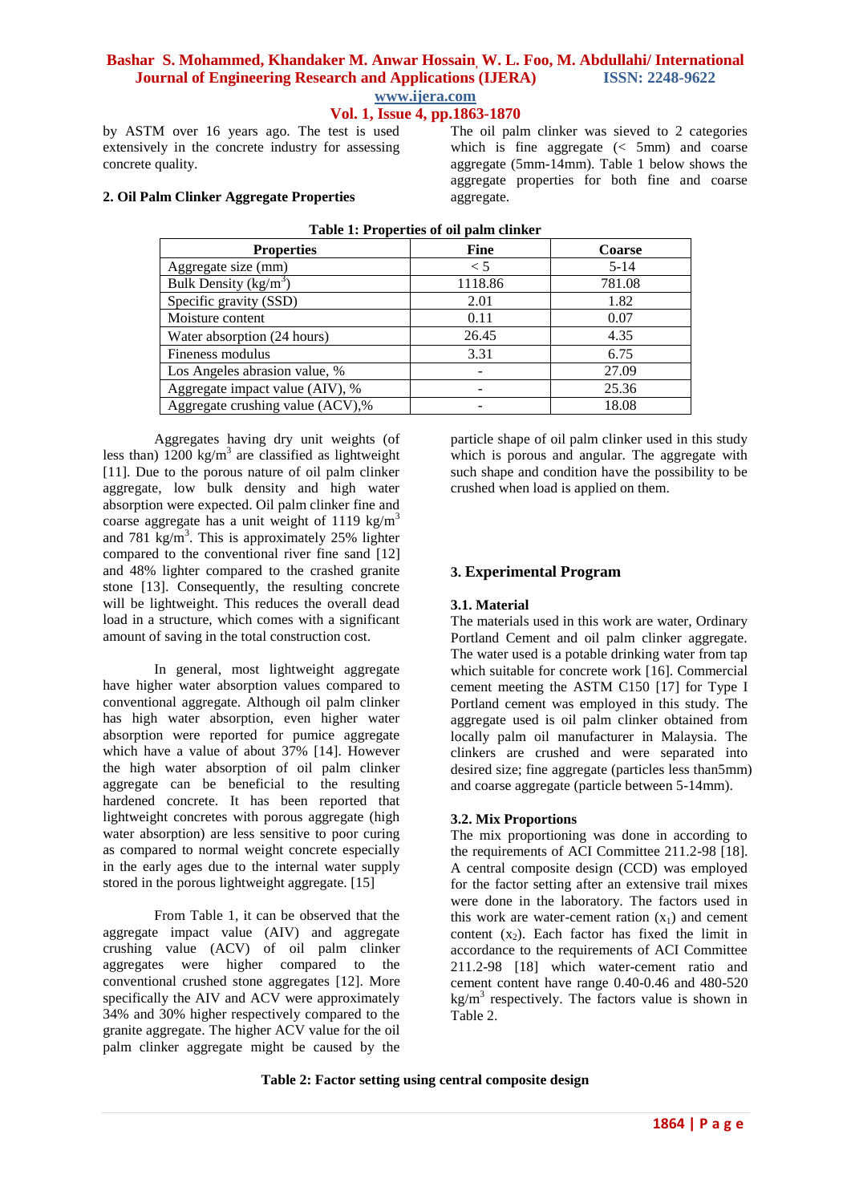by ASTM over 16 years ago. The test is used extensively in the concrete industry for assessing concrete quality.

## 2. Oil Palm Clinker Aggregate Properties

The oil palm clinker was sieved to 2 categories which is fine aggregate (< 5mm) and coarse aggregate (5mm-14mm). Table 1 below shows the aggregate properties for both fine and coarse aggregate.

**Table 1: Properties of oil palm clinker**

| Properties | Fine | Coarse |
|---|---|---|
| Aggregate size (mm) | < 5 | 5-14 |
| Bulk Density (kg/m$^3$) | 1118.86 | 781.08 |
| Specific gravity (SSD) | 2.01 | 1.82 |
| Moisture content | 0.11 | 0.07 |
| Water absorption (24 hours) | 26.45 | 4.35 |
| Fineness modulus | 3.31 | 6.75 |
| Los Angeles abrasion value, % | - | 27.09 |
| Aggregate impact value (AIV), % | - | 25.36 |
| Aggregate crushing value (ACV),% | - | 18.08 |

Aggregates having dry unit weights (of less than) 1200 kg/m$^3$ are classified as lightweight [11]. Due to the porous nature of oil palm clinker aggregate, low bulk density and high water absorption were expected. Oil palm clinker fine and coarse aggregate has a unit weight of 1119 kg/m$^3$ and 781 kg/m$^3$. This is approximately 25% lighter compared to the conventional river fine sand [12] and 48% lighter compared to the crashed granite stone [13]. Consequently, the resulting concrete will be lightweight. This reduces the overall dead load in a structure, which comes with a significant amount of saving in the total construction cost.

In general, most lightweight aggregate have higher water absorption values compared to conventional aggregate. Although oil palm clinker has high water absorption, even higher water absorption were reported for pumice aggregate which have a value of about 37% [14]. However the high water absorption of oil palm clinker aggregate can be beneficial to the resulting hardened concrete. It has been reported that lightweight concretes with porous aggregate (high water absorption) are less sensitive to poor curing as compared to normal weight concrete especially in the early ages due to the internal water supply stored in the porous lightweight aggregate. [15]

From Table 1, it can be observed that the aggregate impact value (AIV) and aggregate crushing value (ACV) of oil palm clinker aggregates were higher compared to the conventional crushed stone aggregates [12]. More specifically the AIV and ACV were approximately 34% and 30% higher respectively compared to the granite aggregate. The higher ACV value for the oil palm clinker aggregate might be caused by the particle shape of oil palm clinker used in this study which is porous and angular. The aggregate with such shape and condition have the possibility to be crushed when load is applied on them.

## 3. Experimental Program

### 3.1. Material

The materials used in this work are water, Ordinary Portland Cement and oil palm clinker aggregate. The water used is a potable drinking water from tap which suitable for concrete work [16]. Commercial cement meeting the ASTM C150 [17] for Type I Portland cement was employed in this study. The aggregate used is oil palm clinker obtained from locally palm oil manufacturer in Malaysia. The clinkers are crushed and were separated into desired size; fine aggregate (particles less than5mm) and coarse aggregate (particle between 5-14mm).

### 3.2. Mix Proportions

The mix proportioning was done in according to the requirements of ACI Committee 211.2-98 [18]. A central composite design (CCD) was employed for the factor setting after an extensive trail mixes were done in the laboratory. The factors used in this work are water-cement ration ($x_1$) and cement content ($x_2$). Each factor has fixed the limit in accordance to the requirements of ACI Committee 211.2-98 [18] which water-cement ratio and cement content have range 0.40-0.46 and 480-520 kg/m$^3$ respectively. The factors value is shown in Table 2.

**Table 2: Factor setting using central composite design**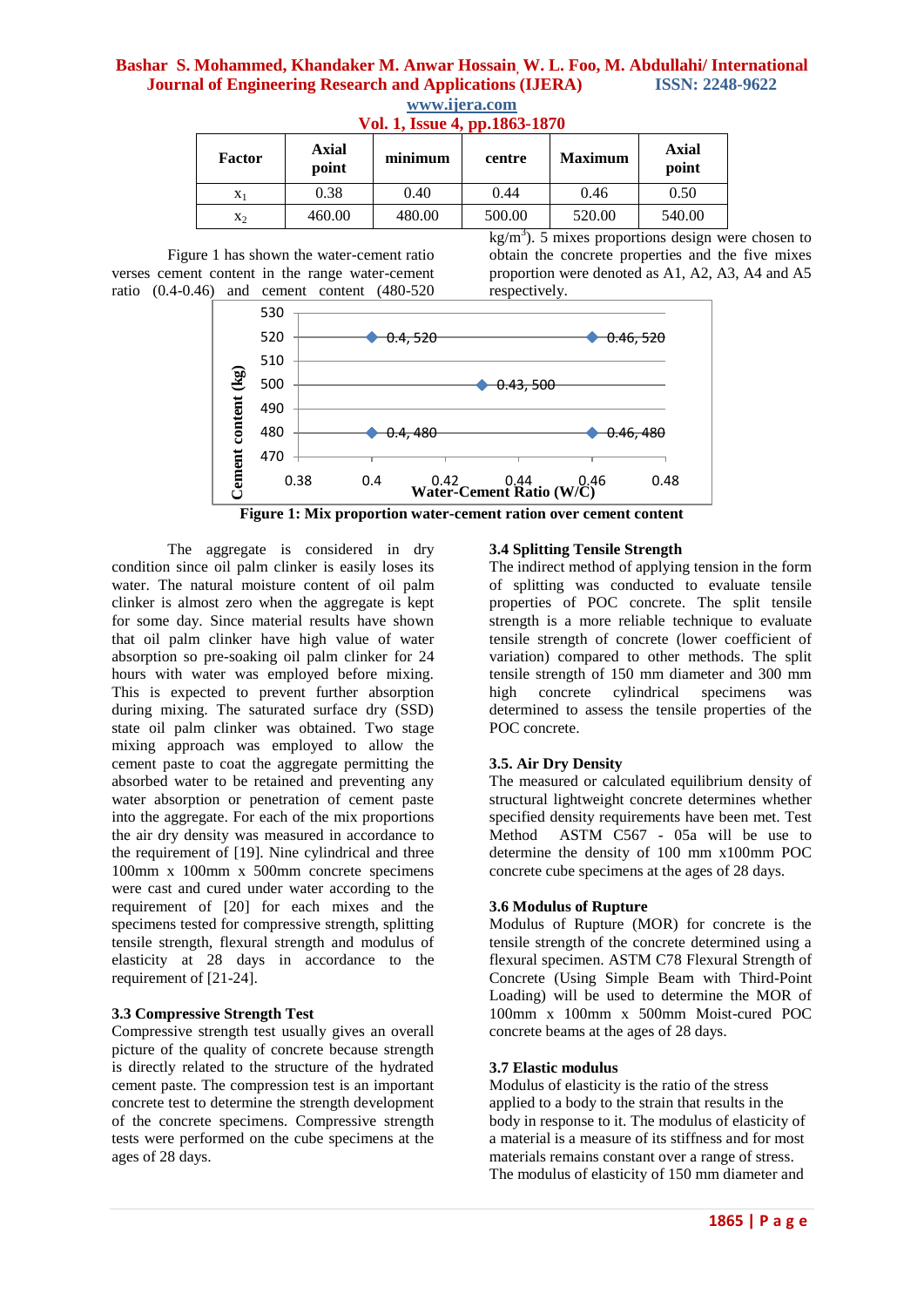| Factor | Axial point | minimum | centre | Maximum | Axial point |
|---|---|---|---|---|---|
| $x_1$ | 0.38 | 0.40 | 0.44 | 0.46 | 0.50 |
| $x_2$ | 460.00 | 480.00 | 500.00 | 520.00 | 540.00 |

Figure 1 has shown the water-cement ratio verses cement content in the range water-cement ratio (0.4-0.46) and cement content (480-520 kg/m$^3$). 5 mixes proportions design were chosen to obtain the concrete properties and the five mixes proportion were denoted as A1, A2, A3, A4 and A5 respectively.

**Figure 1: Mix proportion water-cement ration over cement content**

The aggregate is considered in dry condition since oil palm clinker is easily loses its water. The natural moisture content of oil palm clinker is almost zero when the aggregate is kept for some day. Since material results have shown that oil palm clinker have high value of water absorption so pre-soaking oil palm clinker for 24 hours with water was employed before mixing. This is expected to prevent further absorption during mixing. The saturated surface dry (SSD) state oil palm clinker was obtained. Two stage mixing approach was employed to allow the cement paste to coat the aggregate permitting the absorbed water to be retained and preventing any water absorption or penetration of cement paste into the aggregate. For each of the mix proportions the air dry density was measured in accordance to the requirement of [19]. Nine cylindrical and three 100mm x 100mm x 500mm concrete specimens were cast and cured under water according to the requirement of [20] for each mixes and the specimens tested for compressive strength, splitting tensile strength, flexural strength and modulus of elasticity at 28 days in accordance to the requirement of [21-24].

### 3.3 Compressive Strength Test

Compressive strength test usually gives an overall picture of the quality of concrete because strength is directly related to the structure of the hydrated cement paste. The compression test is an important concrete test to determine the strength development of the concrete specimens. Compressive strength tests were performed on the cube specimens at the ages of 28 days.

### 3.4 Splitting Tensile Strength

The indirect method of applying tension in the form of splitting was conducted to evaluate tensile properties of POC concrete. The split tensile strength is a more reliable technique to evaluate tensile strength of concrete (lower coefficient of variation) compared to other methods. The split tensile strength of 150 mm diameter and 300 mm high concrete cylindrical specimens was determined to assess the tensile properties of the POC concrete.

### 3.5. Air Dry Density

The measured or calculated equilibrium density of structural lightweight concrete determines whether specified density requirements have been met. Test Method ASTM C567 - 05a will be use to determine the density of 100 mm x100mm POC concrete cube specimens at the ages of 28 days.

### 3.6 Modulus of Rupture

Modulus of Rupture (MOR) for concrete is the tensile strength of the concrete determined using a flexural specimen. ASTM C78 Flexural Strength of Concrete (Using Simple Beam with Third-Point Loading) will be used to determine the MOR of 100mm x 100mm x 500mm Moist-cured POC concrete beams at the ages of 28 days.

### 3.7 Elastic modulus

Modulus of elasticity is the ratio of the stress applied to a body to the strain that results in the body in response to it. The modulus of elasticity of a material is a measure of its stiffness and for most materials remains constant over a range of stress. The modulus of elasticity of 150 mm diameter and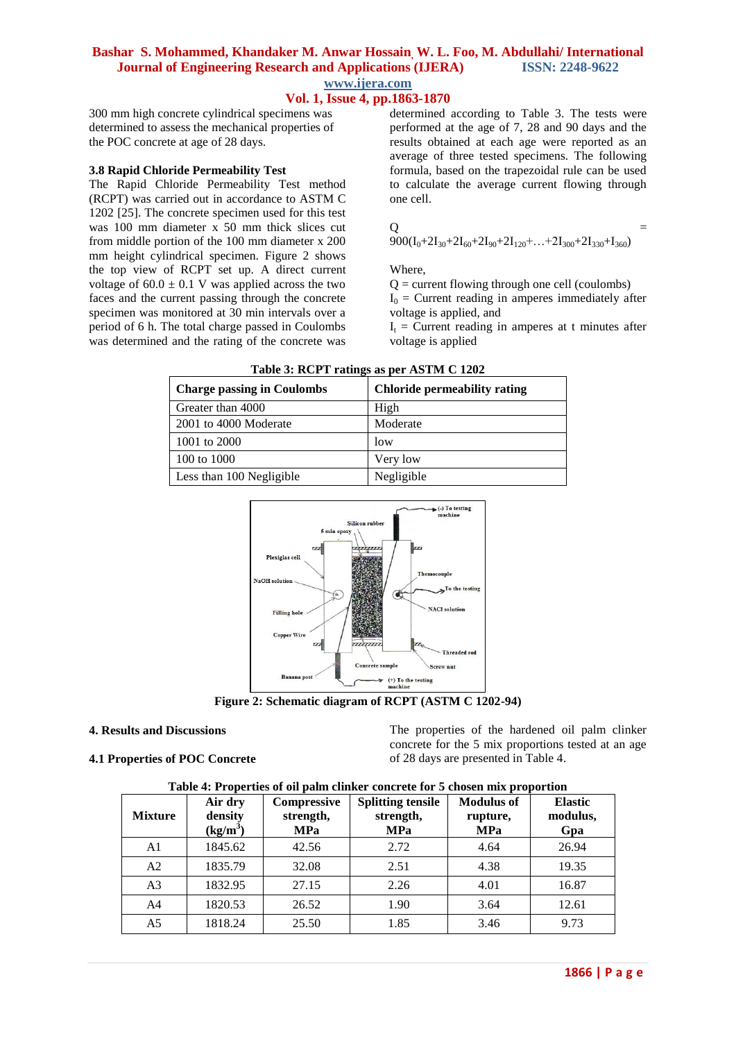300 mm high concrete cylindrical specimens was determined to assess the mechanical properties of the POC concrete at age of 28 days.

### 3.8 Rapid Chloride Permeability Test

The Rapid Chloride Permeability Test method (RCPT) was carried out in accordance to ASTM C 1202 [25]. The concrete specimen used for this test was 100 mm diameter x 50 mm thick slices cut from middle portion of the 100 mm diameter x 200 mm height cylindrical specimen. Figure 2 shows the top view of RCPT set up. A direct current voltage of 60.0 ± 0.1 V was applied across the two faces and the current passing through the concrete specimen was monitored at 30 min intervals over a period of 6 h. The total charge passed in Coulombs was determined and the rating of the concrete was determined according to Table 3. The tests were performed at the age of 7, 28 and 90 days and the results obtained at each age were reported as an average of three tested specimens. The following formula, based on the trapezoidal rule can be used to calculate the average current flowing through one cell.

$$Q = 900(I_0+2I_{30}+2I_{60}+2I_{90}+2I_{120}+\ldots+2I_{300}+2I_{330}+I_{360})$$

Where,

$Q$ = current flowing through one cell (coulombs)

$I_0$ = Current reading in amperes immediately after voltage is applied, and

$I_t$ = Current reading in amperes at t minutes after voltage is applied

**Table 3: RCPT ratings as per ASTM C 1202**

| Charge passing in Coulombs | Chloride permeability rating |
|---|---|
| Greater than 4000 | High |
| 2001 to 4000 Moderate | Moderate |
| 1001 to 2000 | low |
| 100 to 1000 | Very low |
| Less than 100 Negligible | Negligible |

**Figure 2: Schematic diagram of RCPT (ASTM C 1202-94)**

## 4. Results and Discussions

### 4.1 Properties of POC Concrete

The properties of the hardened oil palm clinker concrete for the 5 mix proportions tested at an age of 28 days are presented in Table 4.

**Table 4: Properties of oil palm clinker concrete for 5 chosen mix proportion**

| Mixture | Air dry density (kg/m$^3$) | Compressive strength, MPa | Splitting tensile strength, MPa | Modulus of rupture, MPa | Elastic modulus, Gpa |
|---|---|---|---|---|---|
| A1 | 1845.62 | 42.56 | 2.72 | 4.64 | 26.94 |
| A2 | 1835.79 | 32.08 | 2.51 | 4.38 | 19.35 |
| A3 | 1832.95 | 27.15 | 2.26 | 4.01 | 16.87 |
| A4 | 1820.53 | 26.52 | 1.90 | 3.64 | 12.61 |
| A5 | 1818.24 | 25.50 | 1.85 | 3.46 | 9.73 |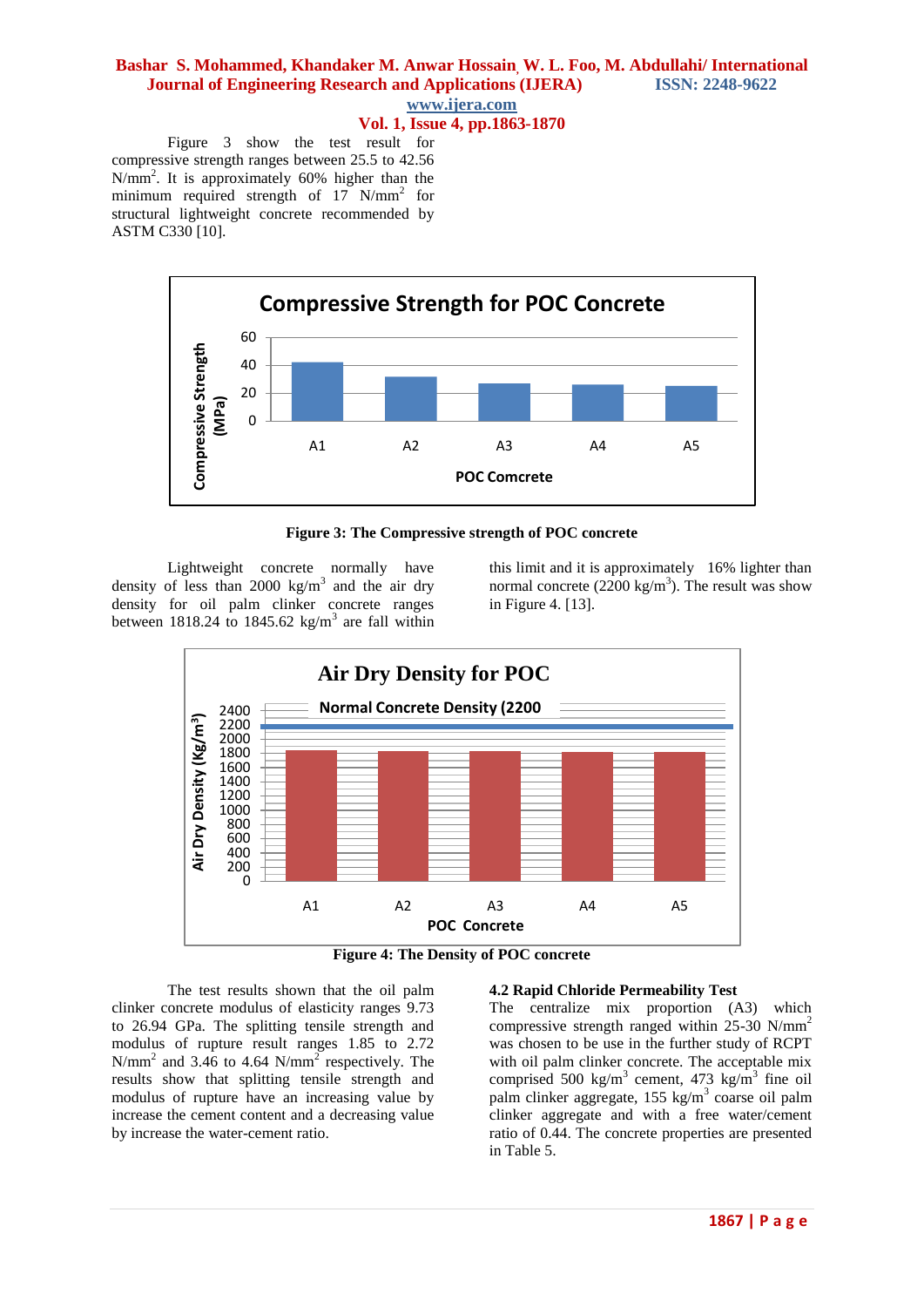Figure 3 show the test result for compressive strength ranges between 25.5 to 42.56 $N/mm^2$. It is approximately 60% higher than the minimum required strength of 17 $N/mm^2$ for structural lightweight concrete recommended by ASTM C330 [10].

Figure 3: The Compressive strength of POC concrete

Lightweight concrete normally have density of less than 2000 $kg/m^3$ and the air dry density for oil palm clinker concrete ranges between 1818.24 to 1845.62 $kg/m^3$ are fall within this limit and it is approximately 16% lighter than normal concrete (2200 $kg/m^3$). The result was show in Figure 4. [13].

Figure 4: The Density of POC concrete

The test results shown that the oil palm clinker concrete modulus of elasticity ranges 9.73 to 26.94 GPa. The splitting tensile strength and modulus of rupture result ranges 1.85 to 2.72 $N/mm^2$ and 3.46 to 4.64 $N/mm^2$ respectively. The results show that splitting tensile strength and modulus of rupture have an increasing value by increase the cement content and a decreasing value by increase the water-cement ratio.

### 4.2 Rapid Chloride Permeability Test

The centralize mix proportion (A3) which compressive strength ranged within 25-30 $N/mm^2$ was chosen to be use in the further study of RCPT with oil palm clinker concrete. The acceptable mix comprised 500 $kg/m^3$ cement, 473 $kg/m^3$ fine oil palm clinker aggregate, 155 $kg/m^3$ coarse oil palm clinker aggregate and with a free water/cement ratio of 0.44. The concrete properties are presented in Table 5.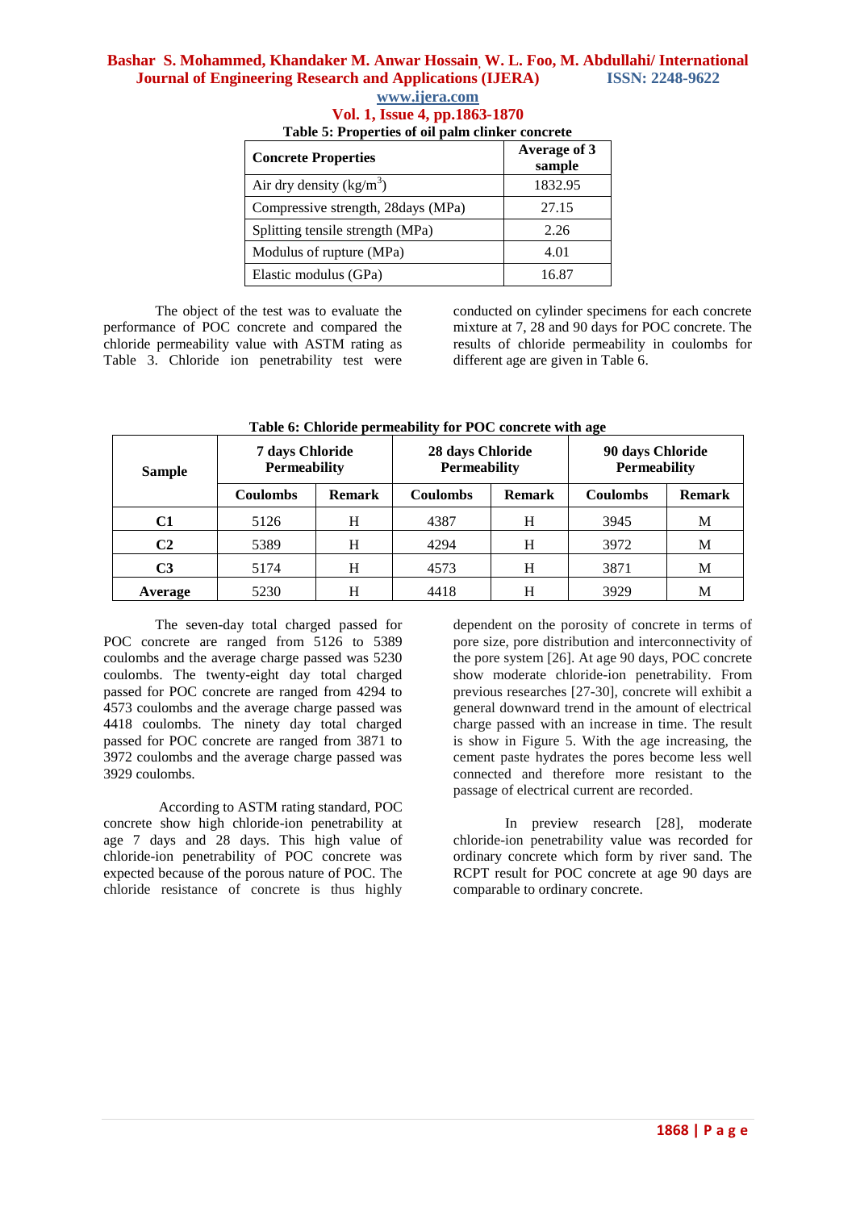**Table 5: Properties of oil palm clinker concrete**

| Concrete Properties | Average of 3 sample |
|---|---|
| Air dry density (kg/m$^3$) | 1832.95 |
| Compressive strength, 28days (MPa) | 27.15 |
| Splitting tensile strength (MPa) | 2.26 |
| Modulus of rupture (MPa) | 4.01 |
| Elastic modulus (GPa) | 16.87 |

The object of the test was to evaluate the performance of POC concrete and compared the chloride permeability value with ASTM rating as Table 3. Chloride ion penetrability test were conducted on cylinder specimens for each concrete mixture at 7, 28 and 90 days for POC concrete. The results of chloride permeability in coulombs for different age are given in Table 6.

**Table 6: Chloride permeability for POC concrete with age**

| Sample | 7 days Chloride Permeability | | 28 days Chloride Permeability | | 90 days Chloride Permeability | |
|---|---|---|---|---|---|---|
| | Coulombs | Remark | Coulombs | Remark | Coulombs | Remark |
| **C1** | 5126 | H | 4387 | H | 3945 | M |
| **C2** | 5389 | H | 4294 | H | 3972 | M |
| **C3** | 5174 | H | 4573 | H | 3871 | M |
| **Average** | 5230 | H | 4418 | H | 3929 | M |

The seven-day total charged passed for POC concrete are ranged from 5126 to 5389 coulombs and the average charge passed was 5230 coulombs. The twenty-eight day total charged passed for POC concrete are ranged from 4294 to 4573 coulombs and the average charge passed was 4418 coulombs. The ninety day total charged passed for POC concrete are ranged from 3871 to 3972 coulombs and the average charge passed was 3929 coulombs.

According to ASTM rating standard, POC concrete show high chloride-ion penetrability at age 7 days and 28 days. This high value of chloride-ion penetrability of POC concrete was expected because of the porous nature of POC. The chloride resistance of concrete is thus highly dependent on the porosity of concrete in terms of pore size, pore distribution and interconnectivity of the pore system [26]. At age 90 days, POC concrete show moderate chloride-ion penetrability. From previous researches [27-30], concrete will exhibit a general downward trend in the amount of electrical charge passed with an increase in time. The result is show in Figure 5. With the age increasing, the cement paste hydrates the pores become less well connected and therefore more resistant to the passage of electrical current are recorded.

In preview research [28], moderate chloride-ion penetrability value was recorded for ordinary concrete which form by river sand. The RCPT result for POC concrete at age 90 days are comparable to ordinary concrete.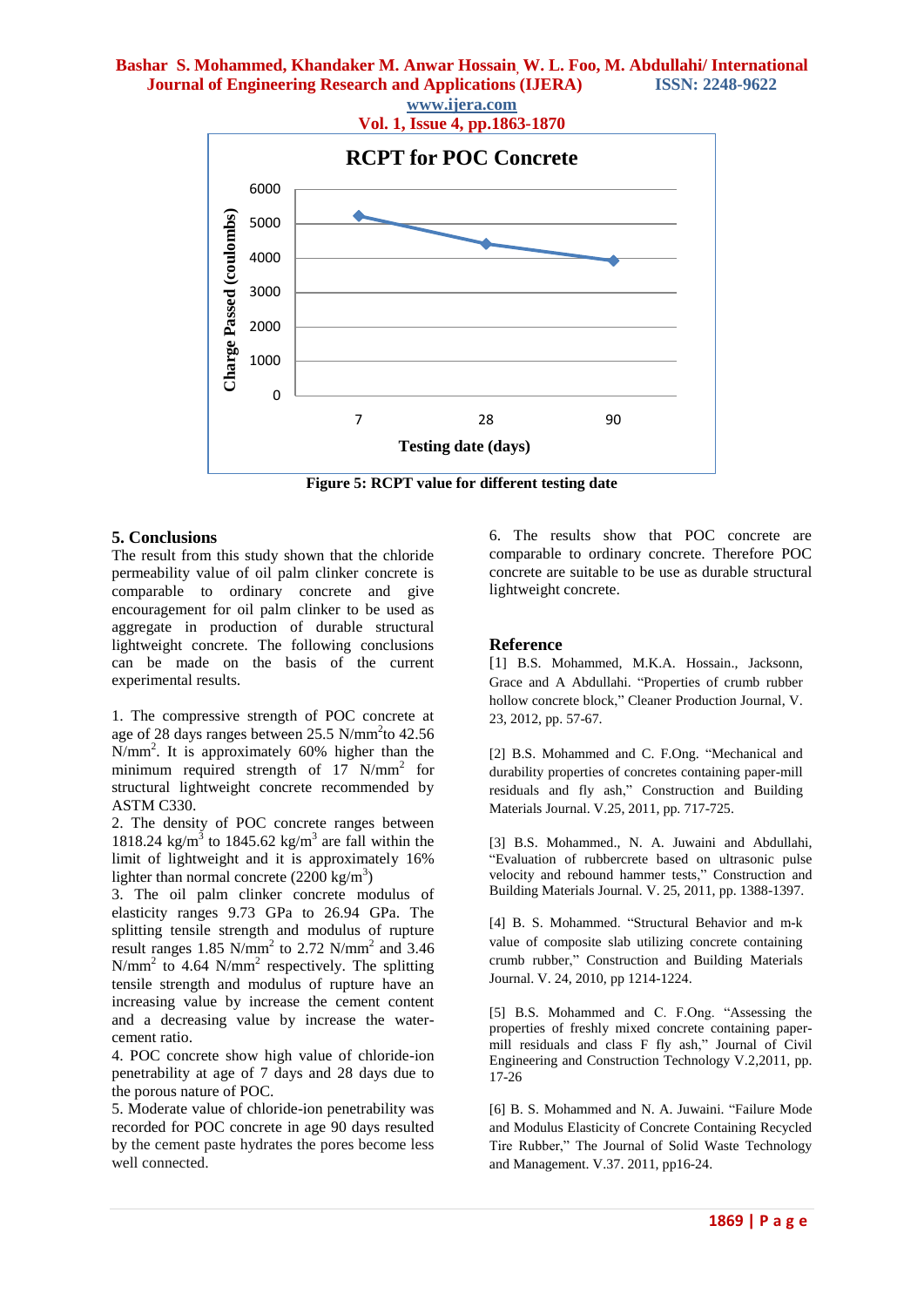**RCPT for POC Concrete**

Figure 5: RCPT value for different testing date

## 5. Conclusions

The result from this study shown that the chloride permeability value of oil palm clinker concrete is comparable to ordinary concrete and give encouragement for oil palm clinker to be used as aggregate in production of durable structural lightweight concrete. The following conclusions can be made on the basis of the current experimental results.

1. The compressive strength of POC concrete at age of 28 days ranges between 25.5 $N/mm^2$to 42.56 $N/mm^2$. It is approximately 60% higher than the minimum required strength of 17 $N/mm^2$ for structural lightweight concrete recommended by ASTM C330.
2. The density of POC concrete ranges between 1818.24 $kg/m^3$ to 1845.62 $kg/m^3$ are fall within the limit of lightweight and it is approximately 16% lighter than normal concrete (2200 $kg/m^3$)
3. The oil palm clinker concrete modulus of elasticity ranges 9.73 GPa to 26.94 GPa. The splitting tensile strength and modulus of rupture result ranges 1.85 $N/mm^2$ to 2.72 $N/mm^2$ and 3.46 $N/mm^2$ to 4.64 $N/mm^2$ respectively. The splitting tensile strength and modulus of rupture have an increasing value by increase the cement content and a decreasing value by increase the water-cement ratio.
4. POC concrete show high value of chloride-ion penetrability at age of 7 days and 28 days due to the porous nature of POC.
5. Moderate value of chloride-ion penetrability was recorded for POC concrete in age 90 days resulted by the cement paste hydrates the pores become less well connected.
6. The results show that POC concrete are comparable to ordinary concrete. Therefore POC concrete are suitable to be use as durable structural lightweight concrete.

## Reference

[1] B.S. Mohammed, M.K.A. Hossain., Jacksonn, Grace and A Abdullahi. "Properties of crumb rubber hollow concrete block," Cleaner Production Journal, V. 23, 2012, pp. 57-67.

[2] B.S. Mohammed and C. F.Ong. "Mechanical and durability properties of concretes containing paper-mill residuals and fly ash," Construction and Building Materials Journal. V.25, 2011, pp. 717-725.

[3] B.S. Mohammed., N. A. Juwaini and Abdullahi, "Evaluation of rubbercrete based on ultrasonic pulse velocity and rebound hammer tests," Construction and Building Materials Journal. V. 25, 2011, pp. 1388-1397.

[4] B. S. Mohammed. "Structural Behavior and m-k value of composite slab utilizing concrete containing crumb rubber," Construction and Building Materials Journal. V. 24, 2010, pp 1214-1224.

[5] B.S. Mohammed and C. F.Ong. "Assessing the properties of freshly mixed concrete containing paper-mill residuals and class F fly ash," Journal of Civil Engineering and Construction Technology V.2,2011, pp. 17-26

[6] B. S. Mohammed and N. A. Juwaini. "Failure Mode and Modulus Elasticity of Concrete Containing Recycled Tire Rubber," The Journal of Solid Waste Technology and Management. V.37. 2011, pp16-24.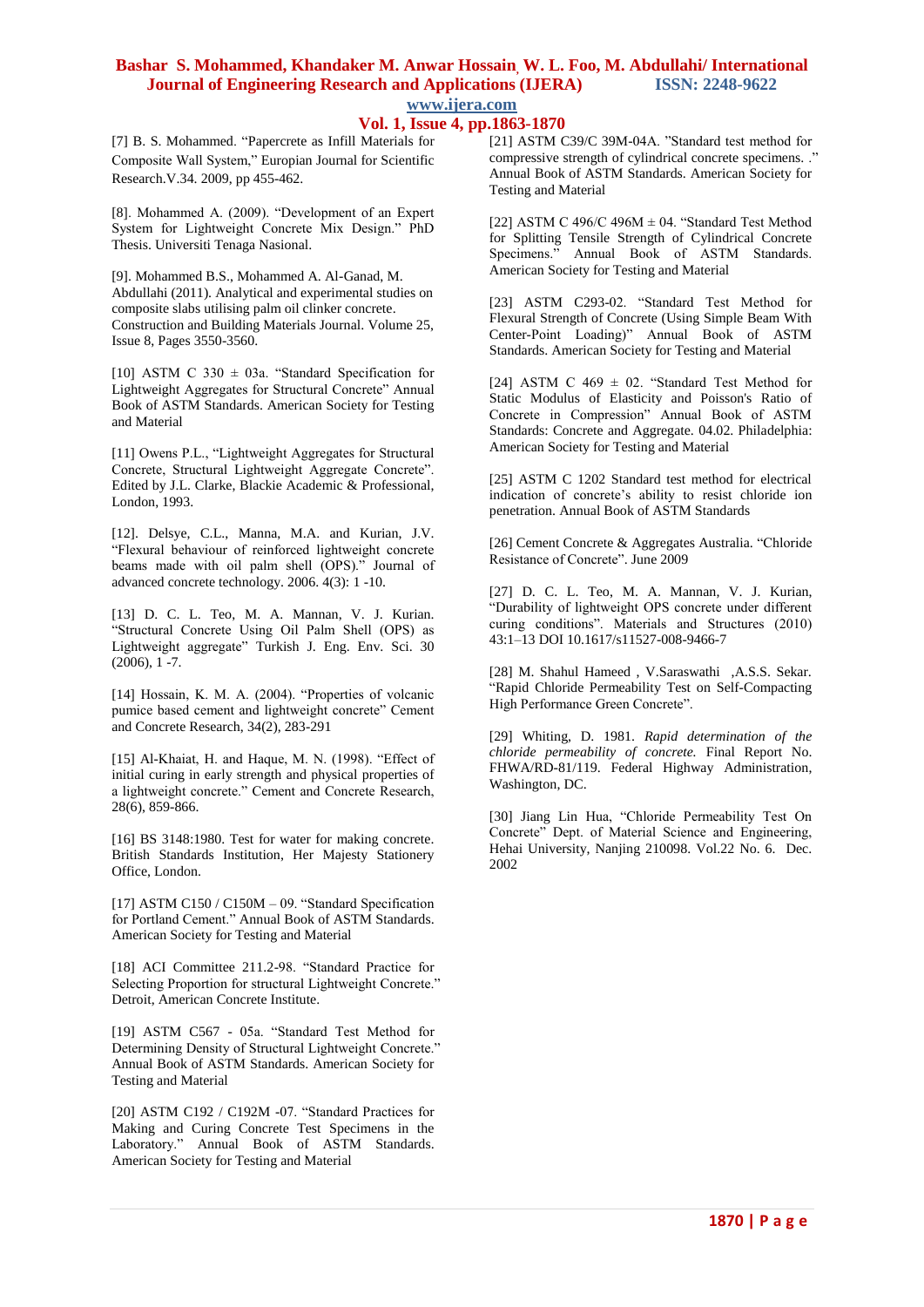[7] B. S. Mohammed. "Papercrete as Infill Materials for Composite Wall System," Europian Journal for Scientific Research.V.34. 2009, pp 455-462.

[8]. Mohammed A. (2009). "Development of an Expert System for Lightweight Concrete Mix Design." PhD Thesis. Universiti Tenaga Nasional.

[9]. Mohammed B.S., Mohammed A. Al-Ganad, M. Abdullahi (2011). Analytical and experimental studies on composite slabs utilising palm oil clinker concrete. Construction and Building Materials Journal. Volume 25, Issue 8, Pages 3550-3560.

[10] ASTM C 330 ± 03a. "Standard Specification for Lightweight Aggregates for Structural Concrete" Annual Book of ASTM Standards. American Society for Testing and Material

[11] Owens P.L., "Lightweight Aggregates for Structural Concrete, Structural Lightweight Aggregate Concrete". Edited by J.L. Clarke, Blackie Academic & Professional, London, 1993.

[12]. Delsye, C.L., Manna, M.A. and Kurian, J.V. "Flexural behaviour of reinforced lightweight concrete beams made with oil palm shell (OPS)." Journal of advanced concrete technology. 2006. 4(3): 1 -10.

[13] D. C. L. Teo, M. A. Mannan, V. J. Kurian. "Structural Concrete Using Oil Palm Shell (OPS) as Lightweight aggregate" Turkish J. Eng. Env. Sci. 30 (2006), 1 -7.

[14] Hossain, K. M. A. (2004). "Properties of volcanic pumice based cement and lightweight concrete" Cement and Concrete Research, 34(2), 283-291

[15] Al-Khaiat, H. and Haque, M. N. (1998). "Effect of initial curing in early strength and physical properties of a lightweight concrete." Cement and Concrete Research, 28(6), 859-866.

[16] BS 3148:1980. Test for water for making concrete. British Standards Institution, Her Majesty Stationery Office, London.

[17] ASTM C150 / C150M – 09. "Standard Specification for Portland Cement." Annual Book of ASTM Standards. American Society for Testing and Material

[18] ACI Committee 211.2-98. "Standard Practice for Selecting Proportion for structural Lightweight Concrete." Detroit, American Concrete Institute.

[19] ASTM C567 - 05a. "Standard Test Method for Determining Density of Structural Lightweight Concrete." Annual Book of ASTM Standards. American Society for Testing and Material

[20] ASTM C192 / C192M -07. "Standard Practices for Making and Curing Concrete Test Specimens in the Laboratory." Annual Book of ASTM Standards. American Society for Testing and Material

[21] ASTM C39/C 39M-04A. "Standard test method for compressive strength of cylindrical concrete specimens. ." Annual Book of ASTM Standards. American Society for Testing and Material

[22] ASTM C 496/C 496M ± 04. "Standard Test Method for Splitting Tensile Strength of Cylindrical Concrete Specimens." Annual Book of ASTM Standards. American Society for Testing and Material

[23] ASTM C293-02. "Standard Test Method for Flexural Strength of Concrete (Using Simple Beam With Center-Point Loading)" Annual Book of ASTM Standards. American Society for Testing and Material

[24] ASTM C 469 ± 02. "Standard Test Method for Static Modulus of Elasticity and Poisson's Ratio of Concrete in Compression" Annual Book of ASTM Standards: Concrete and Aggregate. 04.02. Philadelphia: American Society for Testing and Material

[25] ASTM C 1202 Standard test method for electrical indication of concrete's ability to resist chloride ion penetration. Annual Book of ASTM Standards

[26] Cement Concrete & Aggregates Australia. "Chloride Resistance of Concrete". June 2009

[27] D. C. L. Teo, M. A. Mannan, V. J. Kurian, "Durability of lightweight OPS concrete under different curing conditions". Materials and Structures (2010) 43:1–13 DOI 10.1617/s11527-008-9466-7

[28] M. Shahul Hameed , V.Saraswathi ,A.S.S. Sekar. "Rapid Chloride Permeability Test on Self-Compacting High Performance Green Concrete".

[29] Whiting, D. 1981. *Rapid determination of the chloride permeability of concrete.* Final Report No. FHWA/RD-81/119. Federal Highway Administration, Washington, DC.

[30] Jiang Lin Hua, "Chloride Permeability Test On Concrete" Dept. of Material Science and Engineering, Hehai University, Nanjing 210098. Vol.22 No. 6. Dec. 2002